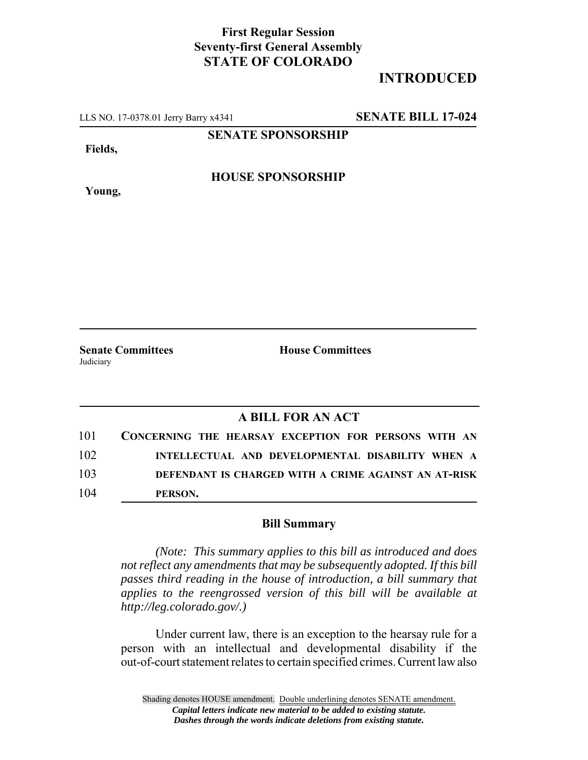**First Regular Session**
**Seventy-first General Assembly**
**STATE OF COLORADO**

# INTRODUCED

LLS NO. 17-0378.01 Jerry Barry x4341 **SENATE BILL 17-024**

**SENATE SPONSORSHIP**

**Fields,**

**HOUSE SPONSORSHIP**

**Young,**

**Senate Committees**
Judiciary

**House Committees**

## A BILL FOR AN ACT

101 **CONCERNING THE HEARSAY EXCEPTION FOR PERSONS WITH AN**
102 **INTELLECTUAL AND DEVELOPMENTAL DISABILITY WHEN A**
103 **DEFENDANT IS CHARGED WITH A CRIME AGAINST AN AT-RISK**
104 **PERSON.**

### Bill Summary

*(Note: This summary applies to this bill as introduced and does not reflect any amendments that may be subsequently adopted. If this bill passes third reading in the house of introduction, a bill summary that applies to the reengrossed version of this bill will be available at http://leg.colorado.gov/.)*

Under current law, there is an exception to the hearsay rule for a person with an intellectual and developmental disability if the out-of-court statement relates to certain specified crimes. Current law also

Shading denotes HOUSE amendment. Double underlining denotes SENATE amendment.
***Capital letters indicate new material to be added to existing statute.***
***Dashes through the words indicate deletions from existing statute.***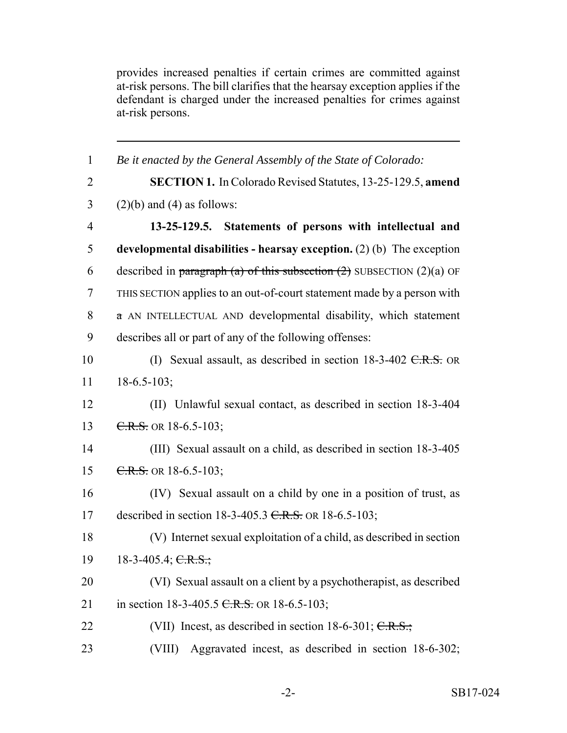provides increased penalties if certain crimes are committed against at-risk persons. The bill clarifies that the hearsay exception applies if the defendant is charged under the increased penalties for crimes against at-risk persons.

---

1 *Be it enacted by the General Assembly of the State of Colorado:*

2 **SECTION 1.** In Colorado Revised Statutes, 13-25-129.5, **amend**

3 (2)(b) and (4) as follows:

4 **13-25-129.5. Statements of persons with intellectual and**

5 **developmental disabilities - hearsay exception.** (2) (b) The exception

6 described in ~~paragraph (a) of this subsection (2)~~ SUBSECTION (2)(a) OF

7 THIS SECTION applies to an out-of-court statement made by a person with

8 ~~a~~ AN INTELLECTUAL AND developmental disability, which statement

9 describes all or part of any of the following offenses:

10 (I) Sexual assault, as described in section 18-3-402 ~~C.R.S.~~ OR

11 18-6.5-103;

12 (II) Unlawful sexual contact, as described in section 18-3-404

13 ~~C.R.S.~~ OR 18-6.5-103;

14 (III) Sexual assault on a child, as described in section 18-3-405

15 ~~C.R.S.~~ OR 18-6.5-103;

16 (IV) Sexual assault on a child by one in a position of trust, as

17 described in section 18-3-405.3 ~~C.R.S.~~ OR 18-6.5-103;

18 (V) Internet sexual exploitation of a child, as described in section

19 18-3-405.4; ~~C.R.S.;~~

20 (VI) Sexual assault on a client by a psychotherapist, as described

21 in section 18-3-405.5 ~~C.R.S.~~ OR 18-6.5-103;

22 (VII) Incest, as described in section 18-6-301; ~~C.R.S.;~~

23 (VIII) Aggravated incest, as described in section 18-6-302;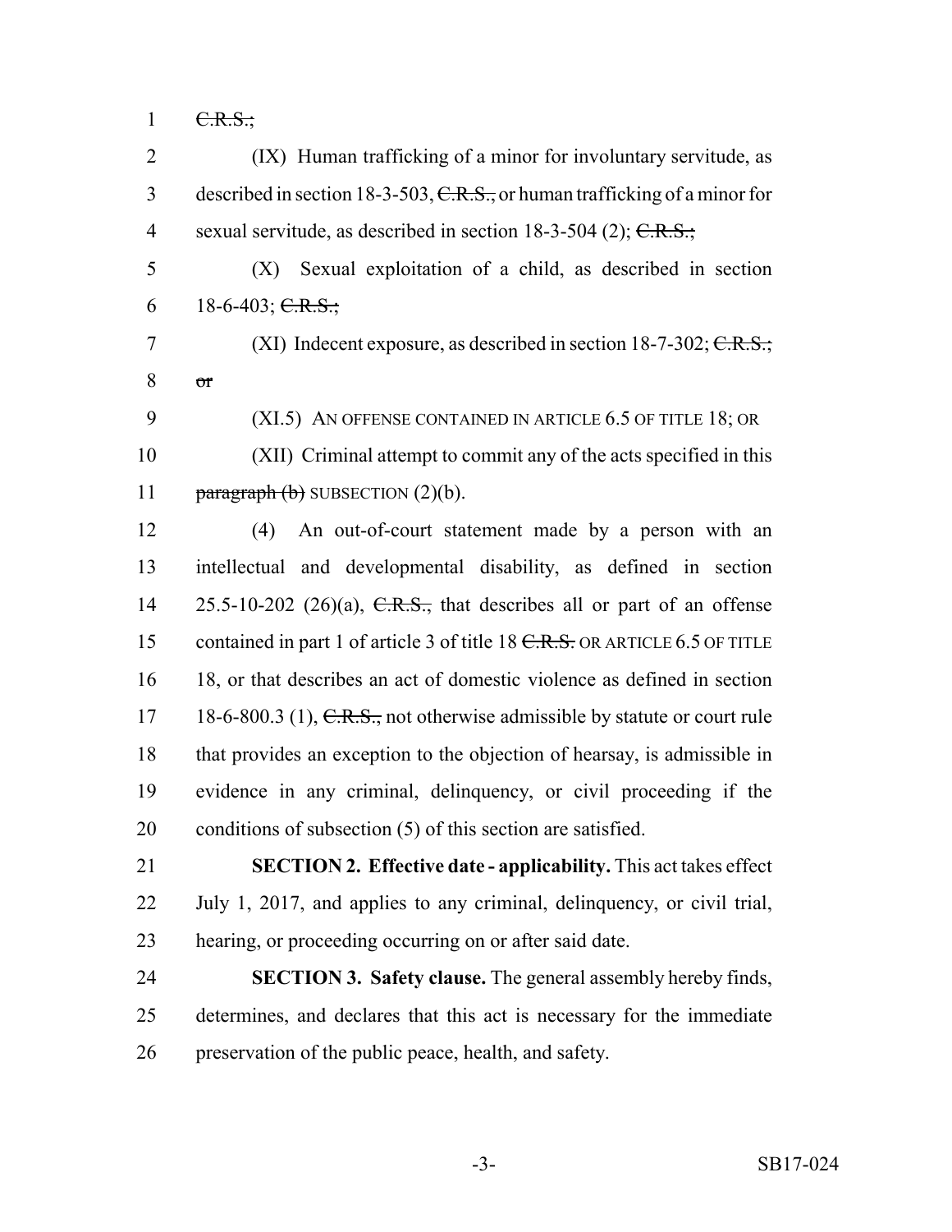~~C.R.S.;~~

(IX) Human trafficking of a minor for involuntary servitude, as described in section 18-3-503, ~~C.R.S.,~~ or human trafficking of a minor for sexual servitude, as described in section 18-3-504 (2); ~~C.R.S.;~~

(X) Sexual exploitation of a child, as described in section 18-6-403; ~~C.R.S.;~~

(XI) Indecent exposure, as described in section 18-7-302; ~~C.R.S.; or~~

(XI.5) AN OFFENSE CONTAINED IN ARTICLE 6.5 OF TITLE 18; OR

(XII) Criminal attempt to commit any of the acts specified in this ~~paragraph (b)~~ SUBSECTION (2)(b).

(4) An out-of-court statement made by a person with an intellectual and developmental disability, as defined in section 25.5-10-202 (26)(a), ~~C.R.S.,~~ that describes all or part of an offense contained in part 1 of article 3 of title 18 ~~C.R.S.~~ OR ARTICLE 6.5 OF TITLE 18, or that describes an act of domestic violence as defined in section 18-6-800.3 (1), ~~C.R.S.,~~ not otherwise admissible by statute or court rule that provides an exception to the objection of hearsay, is admissible in evidence in any criminal, delinquency, or civil proceeding if the conditions of subsection (5) of this section are satisfied.

**SECTION 2. Effective date - applicability.** This act takes effect July 1, 2017, and applies to any criminal, delinquency, or civil trial, hearing, or proceeding occurring on or after said date.

**SECTION 3. Safety clause.** The general assembly hereby finds, determines, and declares that this act is necessary for the immediate preservation of the public peace, health, and safety.